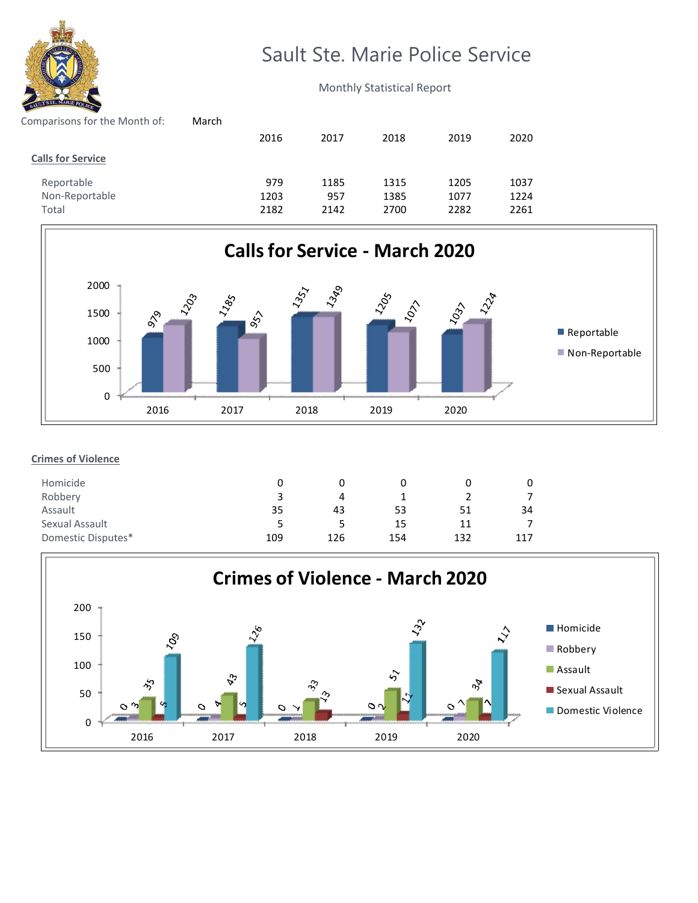# Sault Ste. Marie Police Service

Monthly Statistical Report

Comparisons for the Month of: March

## Calls for Service

| | 2016 | 2017 | 2018 | 2019 | 2020 |
|---|---|---|---|---|---|
| Reportable | 979 | 1185 | 1315 | 1205 | 1037 |
| Non-Reportable | 1203 | 957 | 1385 | 1077 | 1224 |
| Total | 2182 | 2142 | 2700 | 2282 | 2261 |

**Calls for Service - March 2020**

| | 2016 | 2017 | 2018 | 2019 | 2020 |
|---|---|---|---|---|---|
| Reportable | 979 | 1185 | 1351 | 1205 | 1037 |
| Non-Reportable | 1203 | 957 | 1349 | 1077 | 1224 |

## Crimes of Violence

| | 2016 | 2017 | 2018 | 2019 | 2020 |
|---|---|---|---|---|---|
| Homicide | 0 | 0 | 0 | 0 | 0 |
| Robbery | 3 | 4 | 1 | 2 | 7 |
| Assault | 35 | 43 | 53 | 51 | 34 |
| Sexual Assault | 5 | 5 | 15 | 11 | 7 |
| Domestic Disputes* | 109 | 126 | 154 | 132 | 117 |

**Crimes of Violence - March 2020**

| | 2016 | 2017 | 2018 | 2019 | 2020 |
|---|---|---|---|---|---|
| Homicide | 0 | 0 | 0 | 0 | 0 |
| Robbery | 3 | 4 | 1 | 2 | 7 |
| Assault | 35 | 43 | 33 | 51 | 34 |
| Sexual Assault | 5 | 5 | 13 | 11 | 7 |
| Domestic Violence | 109 | 126 | | 132 | 117 |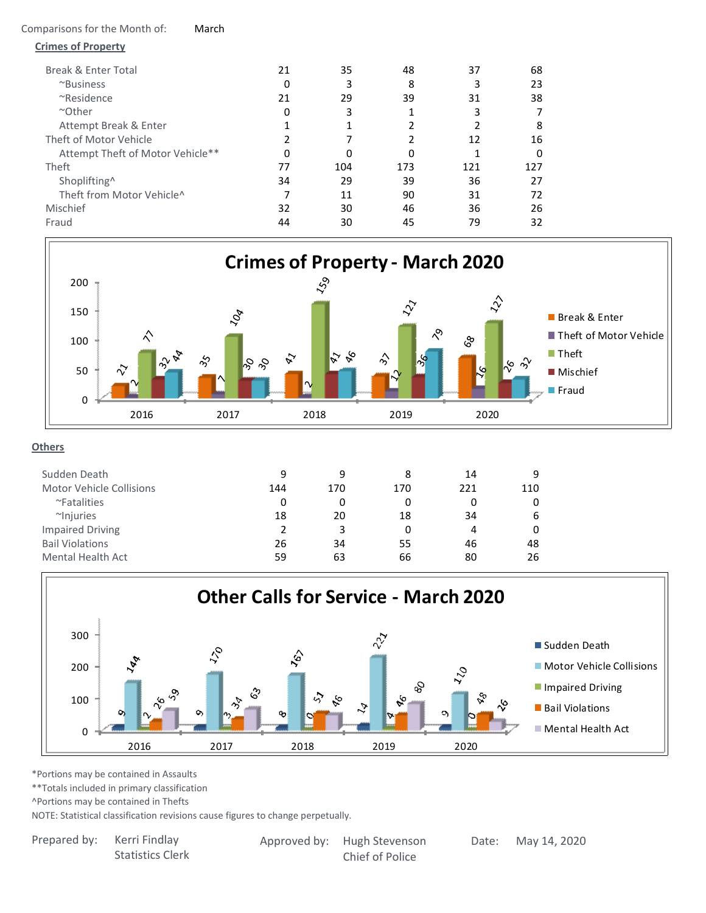Comparisons for the Month of: March

**Crimes of Property**

| | | | | | |
|---|---|---|---|---|---|
| Break & Enter Total | 21 | 35 | 48 | 37 | 68 |
| ~Business | 0 | 3 | 8 | 3 | 23 |
| ~Residence | 21 | 29 | 39 | 31 | 38 |
| ~Other | 0 | 3 | 1 | 3 | 7 |
| Attempt Break & Enter | 1 | 1 | 2 | 2 | 8 |
| Theft of Motor Vehicle | 2 | 7 | 2 | 12 | 16 |
| Attempt Theft of Motor Vehicle** | 0 | 0 | 0 | 1 | 0 |
| Theft | 77 | 104 | 173 | 121 | 127 |
| Shoplifting^ | 34 | 29 | 39 | 36 | 27 |
| Theft from Motor Vehicle^ | 7 | 11 | 90 | 31 | 72 |
| Mischief | 32 | 30 | 46 | 36 | 26 |
| Fraud | 44 | 30 | 45 | 79 | 32 |

Crimes of Property - March 2020

200
150
100
50
0

2016: 21, 2, 77, 32, 44
2017: 35, 7, 104, 30, 30
2018: 41, 2, 159, 41, 46
2019: 37, 12, 121, 36, 79
2020: 68, 16, 127, 26, 32

Break & Enter
Theft of Motor Vehicle
Theft
Mischief
Fraud

**Others**

| | | | | | |
|---|---|---|---|---|---|
| Sudden Death | 9 | 9 | 8 | 14 | 9 |
| Motor Vehicle Collisions | 144 | 170 | 170 | 221 | 110 |
| ~Fatalities | 0 | 0 | 0 | 0 | 0 |
| ~Injuries | 18 | 20 | 18 | 34 | 6 |
| Impaired Driving | 2 | 3 | 0 | 4 | 0 |
| Bail Violations | 26 | 34 | 55 | 46 | 48 |
| Mental Health Act | 59 | 63 | 66 | 80 | 26 |

Other Calls for Service - March 2020

300
200
100
0

2016: 9, 144, 2, 26, 59
2017: 9, 170, 3, 34, 63
2018: 8, 167, 0, 51, 46
2019: 14, 221, 4, 46, 80
2020: 9, 110, 0, 48, 26

Sudden Death
Motor Vehicle Collisions
Impaired Driving
Bail Violations
Mental Health Act

*Portions may be contained in Assaults
**Totals included in primary classification
^Portions may be contained in Thefts
NOTE: Statistical classification revisions cause figures to change perpetually.

Prepared by: Kerri Findlay, Statistics Clerk
Approved by: Hugh Stevenson, Chief of Police
Date: May 14, 2020